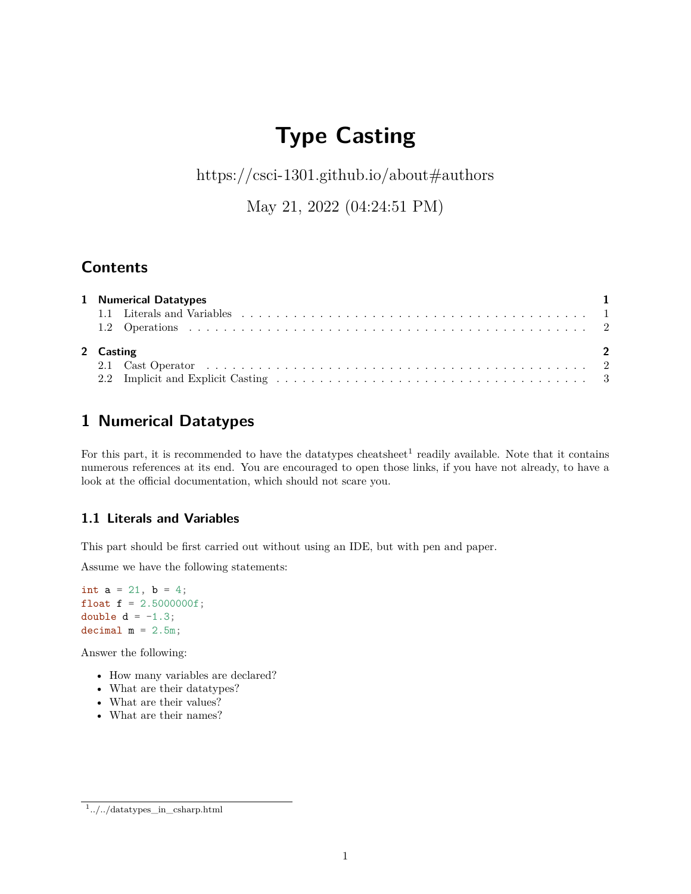# Type Casting

https://csci-1301.github.io/about#authors

May 21, 2022 (04:24:51 PM)

## Contents

**1 Numerical Datatypes** — 1
- 1.1 Literals and Variables — 1
- 1.2 Operations — 2

**2 Casting** — 2
- 2.1 Cast Operator — 2
- 2.2 Implicit and Explicit Casting — 3

## 1 Numerical Datatypes

For this part, it is recommended to have the datatypes cheatsheet[1] readily available. Note that it contains numerous references at its end. You are encouraged to open those links, if you have not already, to have a look at the official documentation, which should not scare you.

### 1.1 Literals and Variables

This part should be first carried out without using an IDE, but with pen and paper.

Assume we have the following statements:

```
int a = 21, b = 4;
float f = 2.5000000f;
double d = -1.3;
decimal m = 2.5m;
```

Answer the following:

- How many variables are declared?
- What are their datatypes?
- What are their values?
- What are their names?

[1] ../../datatypes_in_csharp.html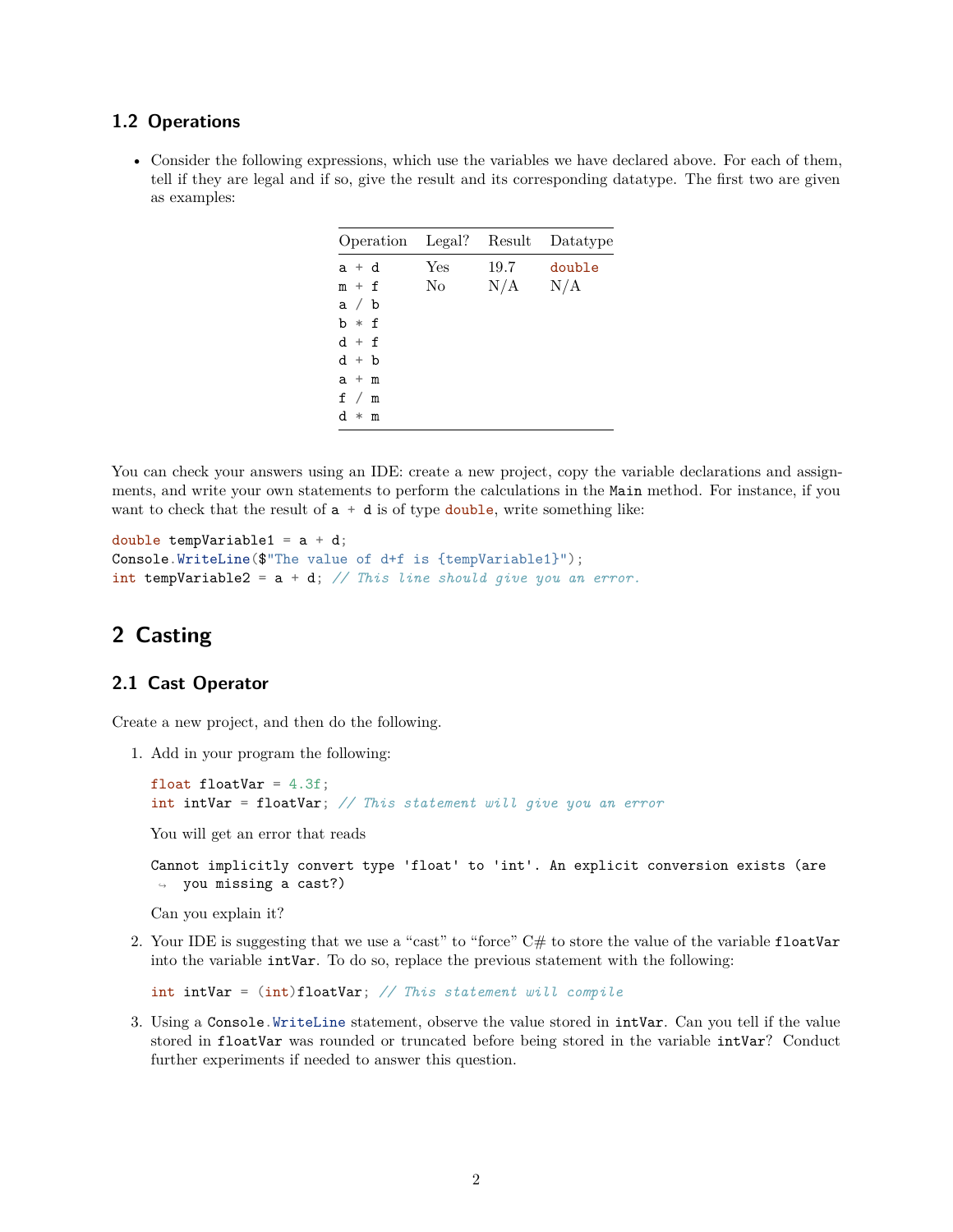## 1.2 Operations

- Consider the following expressions, which use the variables we have declared above. For each of them, tell if they are legal and if so, give the result and its corresponding datatype. The first two are given as examples:

| Operation | Legal? | Result | Datatype |
|---|---|---|---|
| `a + d` | Yes | 19.7 | `double` |
| `m + f` | No | N/A | N/A |
| `a / b` | | | |
| `b * f` | | | |
| `d + f` | | | |
| `d + b` | | | |
| `a + m` | | | |
| `f / m` | | | |
| `d * m` | | | |

You can check your answers using an IDE: create a new project, copy the variable declarations and assignments, and write your own statements to perform the calculations in the `Main` method. For instance, if you want to check that the result of `a + d` is of type `double`, write something like:

```
double tempVariable1 = a + d;
Console.WriteLine($"The value of d+f is {tempVariable1}");
int tempVariable2 = a + d; // This line should give you an error.
```

# 2 Casting

## 2.1 Cast Operator

Create a new project, and then do the following.

1. Add in your program the following:

   ```
   float floatVar = 4.3f;
   int intVar = floatVar; // This statement will give you an error
   ```

   You will get an error that reads

   ```
   Cannot implicitly convert type 'float' to 'int'. An explicit conversion exists (are you missing a cast?)
   ```

   Can you explain it?

2. Your IDE is suggesting that we use a "cast" to "force" C# to store the value of the variable `floatVar` into the variable `intVar`. To do so, replace the previous statement with the following:

   ```
   int intVar = (int)floatVar; // This statement will compile
   ```

3. Using a `Console.WriteLine` statement, observe the value stored in `intVar`. Can you tell if the value stored in `floatVar` was rounded or truncated before being stored in the variable `intVar`? Conduct further experiments if needed to answer this question.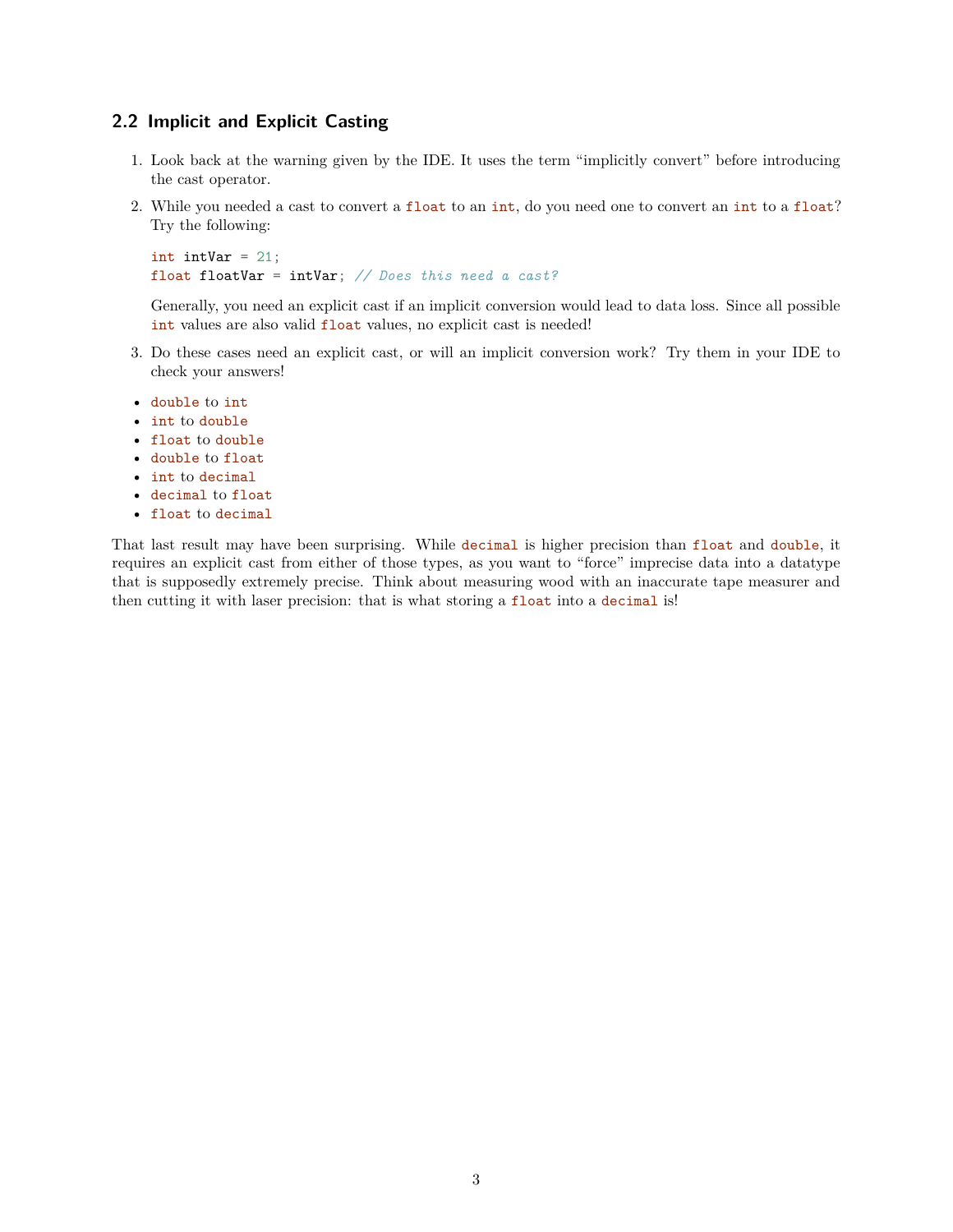### 2.2 Implicit and Explicit Casting

1. Look back at the warning given by the IDE. It uses the term "implicitly convert" before introducing the cast operator.
2. While you needed a cast to convert a `float` to an `int`, do you need one to convert an `int` to a `float`? Try the following:

   ```
   int intVar = 21;
   float floatVar = intVar; // Does this need a cast?
   ```

   Generally, you need an explicit cast if an implicit conversion would lead to data loss. Since all possible `int` values are also valid `float` values, no explicit cast is needed!

3. Do these cases need an explicit cast, or will an implicit conversion work? Try them in your IDE to check your answers!

- `double` to `int`
- `int` to `double`
- `float` to `double`
- `double` to `float`
- `int` to `decimal`
- `decimal` to `float`
- `float` to `decimal`

That last result may have been surprising. While `decimal` is higher precision than `float` and `double`, it requires an explicit cast from either of those types, as you want to "force" imprecise data into a datatype that is supposedly extremely precise. Think about measuring wood with an inaccurate tape measurer and then cutting it with laser precision: that is what storing a `float` into a `decimal` is!